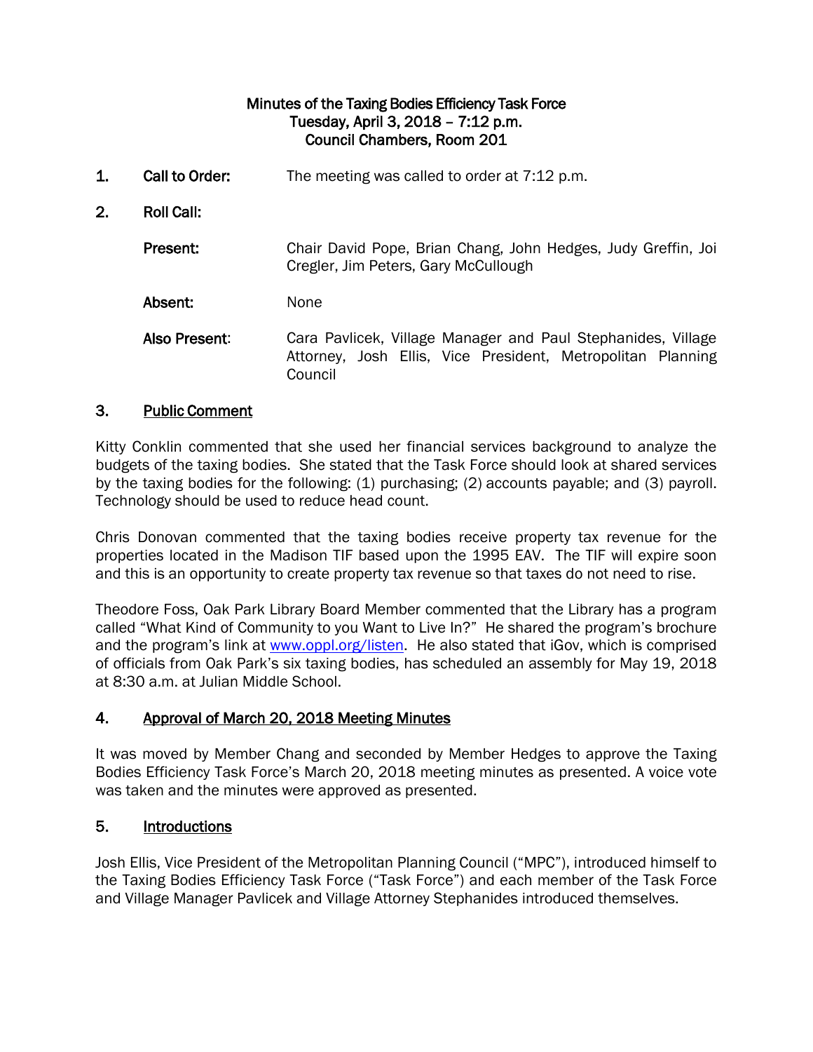# Minutes of the Taxing Bodies Efficiency Task Force
## Tuesday, April 3, 2018 – 7:12 p.m.
## Council Chambers, Room 201

1. **Call to Order:** The meeting was called to order at 7:12 p.m.

2. **Roll Call:**

   **Present:** Chair David Pope, Brian Chang, John Hedges, Judy Greffin, Joi Cregler, Jim Peters, Gary McCullough

   **Absent:** None

   **Also Present:** Cara Pavlicek, Village Manager and Paul Stephanides, Village Attorney, Josh Ellis, Vice President, Metropolitan Planning Council

### 3. Public Comment

Kitty Conklin commented that she used her financial services background to analyze the budgets of the taxing bodies. She stated that the Task Force should look at shared services by the taxing bodies for the following: (1) purchasing; (2) accounts payable; and (3) payroll. Technology should be used to reduce head count.

Chris Donovan commented that the taxing bodies receive property tax revenue for the properties located in the Madison TIF based upon the 1995 EAV. The TIF will expire soon and this is an opportunity to create property tax revenue so that taxes do not need to rise.

Theodore Foss, Oak Park Library Board Member commented that the Library has a program called "What Kind of Community to you Want to Live In?" He shared the program's brochure and the program's link at www.oppl.org/listen. He also stated that iGov, which is comprised of officials from Oak Park's six taxing bodies, has scheduled an assembly for May 19, 2018 at 8:30 a.m. at Julian Middle School.

### 4. Approval of March 20, 2018 Meeting Minutes

It was moved by Member Chang and seconded by Member Hedges to approve the Taxing Bodies Efficiency Task Force's March 20, 2018 meeting minutes as presented. A voice vote was taken and the minutes were approved as presented.

### 5. Introductions

Josh Ellis, Vice President of the Metropolitan Planning Council ("MPC"), introduced himself to the Taxing Bodies Efficiency Task Force ("Task Force") and each member of the Task Force and Village Manager Pavlicek and Village Attorney Stephanides introduced themselves.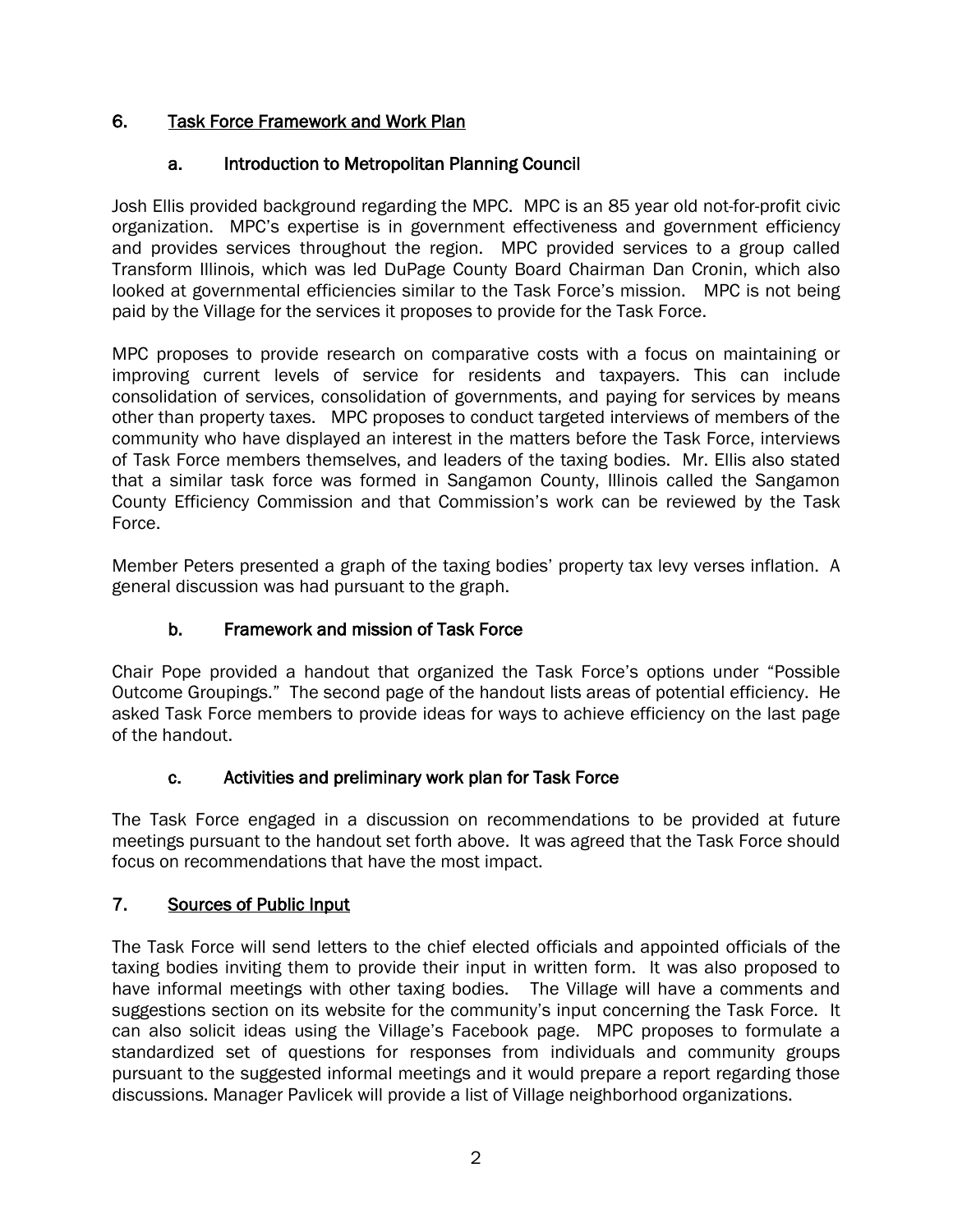## 6. Task Force Framework and Work Plan

### a. Introduction to Metropolitan Planning Council

Josh Ellis provided background regarding the MPC. MPC is an 85 year old not-for-profit civic organization. MPC's expertise is in government effectiveness and government efficiency and provides services throughout the region. MPC provided services to a group called Transform Illinois, which was led DuPage County Board Chairman Dan Cronin, which also looked at governmental efficiencies similar to the Task Force's mission. MPC is not being paid by the Village for the services it proposes to provide for the Task Force.

MPC proposes to provide research on comparative costs with a focus on maintaining or improving current levels of service for residents and taxpayers. This can include consolidation of services, consolidation of governments, and paying for services by means other than property taxes. MPC proposes to conduct targeted interviews of members of the community who have displayed an interest in the matters before the Task Force, interviews of Task Force members themselves, and leaders of the taxing bodies. Mr. Ellis also stated that a similar task force was formed in Sangamon County, Illinois called the Sangamon County Efficiency Commission and that Commission's work can be reviewed by the Task Force.

Member Peters presented a graph of the taxing bodies' property tax levy verses inflation. A general discussion was had pursuant to the graph.

### b. Framework and mission of Task Force

Chair Pope provided a handout that organized the Task Force's options under "Possible Outcome Groupings." The second page of the handout lists areas of potential efficiency. He asked Task Force members to provide ideas for ways to achieve efficiency on the last page of the handout.

### c. Activities and preliminary work plan for Task Force

The Task Force engaged in a discussion on recommendations to be provided at future meetings pursuant to the handout set forth above. It was agreed that the Task Force should focus on recommendations that have the most impact.

## 7. Sources of Public Input

The Task Force will send letters to the chief elected officials and appointed officials of the taxing bodies inviting them to provide their input in written form. It was also proposed to have informal meetings with other taxing bodies. The Village will have a comments and suggestions section on its website for the community's input concerning the Task Force. It can also solicit ideas using the Village's Facebook page. MPC proposes to formulate a standardized set of questions for responses from individuals and community groups pursuant to the suggested informal meetings and it would prepare a report regarding those discussions. Manager Pavlicek will provide a list of Village neighborhood organizations.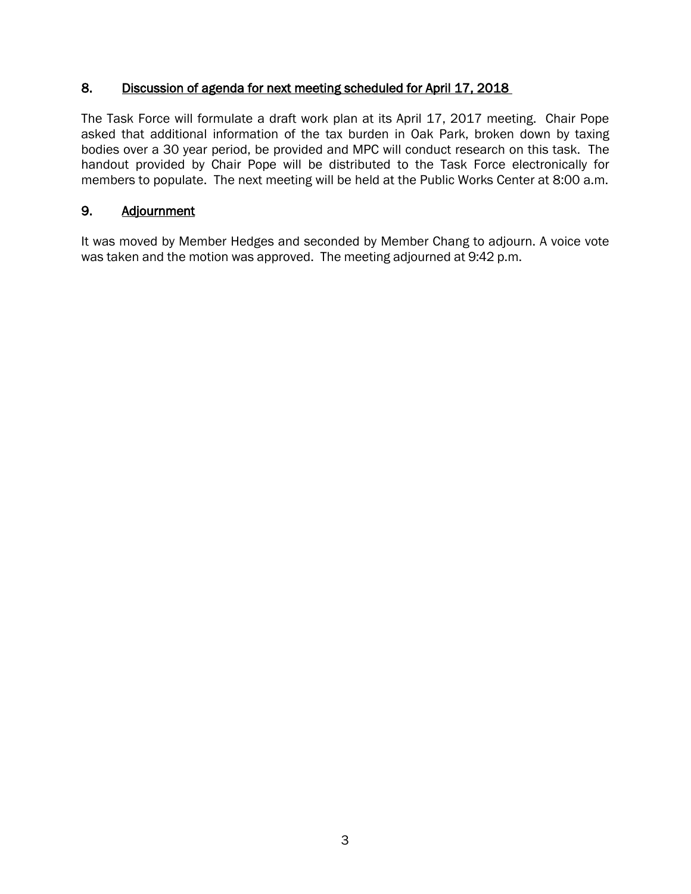## 8. Discussion of agenda for next meeting scheduled for April 17, 2018

The Task Force will formulate a draft work plan at its April 17, 2017 meeting. Chair Pope asked that additional information of the tax burden in Oak Park, broken down by taxing bodies over a 30 year period, be provided and MPC will conduct research on this task. The handout provided by Chair Pope will be distributed to the Task Force electronically for members to populate. The next meeting will be held at the Public Works Center at 8:00 a.m.

## 9. Adjournment

It was moved by Member Hedges and seconded by Member Chang to adjourn. A voice vote was taken and the motion was approved. The meeting adjourned at 9:42 p.m.